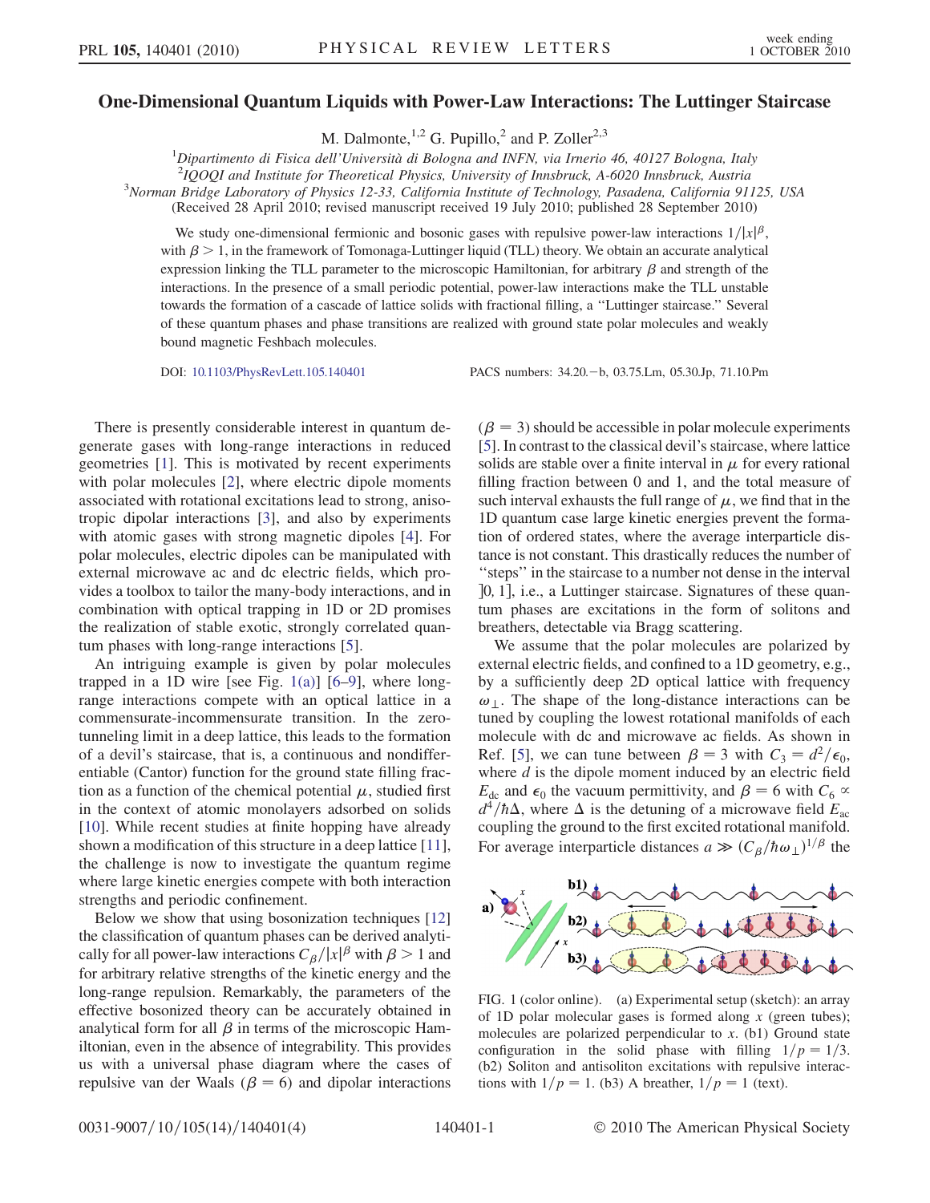# One-Dimensional Quantum Liquids with Power-Law Interactions: The Luttinger Staircase

M. Dalmonte,[1,2] G. Pupillo,[2] and P. Zoller[2,3]

[1]*Dipartimento di Fisica dell'Università di Bologna and INFN, via Irnerio 46, 40127 Bologna, Italy*
[2]*IQOQI and Institute for Theoretical Physics, University of Innsbruck, A-6020 Innsbruck, Austria*
[3]*Norman Bridge Laboratory of Physics 12-33, California Institute of Technology, Pasadena, California 91125, USA*
(Received 28 April 2010; revised manuscript received 19 July 2010; published 28 September 2010)

We study one-dimensional fermionic and bosonic gases with repulsive power-law interactions $1/|x|^\beta$, with $\beta > 1$, in the framework of Tomonaga-Luttinger liquid (TLL) theory. We obtain an accurate analytical expression linking the TLL parameter to the microscopic Hamiltonian, for arbitrary $\beta$ and strength of the interactions. In the presence of a small periodic potential, power-law interactions make the TLL unstable towards the formation of a cascade of lattice solids with fractional filling, a "Luttinger staircase." Several of these quantum phases and phase transitions are realized with ground state polar molecules and weakly bound magnetic Feshbach molecules.

DOI: 10.1103/PhysRevLett.105.140401 PACS numbers: 34.20.−b, 03.75.Lm, 05.30.Jp, 71.10.Pm

There is presently considerable interest in quantum degenerate gases with long-range interactions in reduced geometries [1]. This is motivated by recent experiments with polar molecules [2], where electric dipole moments associated with rotational excitations lead to strong, anisotropic dipolar interactions [3], and also by experiments with atomic gases with strong magnetic dipoles [4]. For polar molecules, electric dipoles can be manipulated with external microwave ac and dc electric fields, which provides a toolbox to tailor the many-body interactions, and in combination with optical trapping in 1D or 2D promises the realization of stable exotic, strongly correlated quantum phases with long-range interactions [5].

An intriguing example is given by polar molecules trapped in a 1D wire [see Fig. 1(a)] [6–9], where long-range interactions compete with an optical lattice in a commensurate-incommensurate transition. In the zero-tunneling limit in a deep lattice, this leads to the formation of a devil's staircase, that is, a continuous and nondifferentiable (Cantor) function for the ground state filling fraction as a function of the chemical potential $\mu$, studied first in the context of atomic monolayers adsorbed on solids [10]. While recent studies at finite hopping have already shown a modification of this structure in a deep lattice [11], the challenge is now to investigate the quantum regime where large kinetic energies compete with both interaction strengths and periodic confinement.

Below we show that using bosonization techniques [12] the classification of quantum phases can be derived analytically for all power-law interactions $C_\beta/|x|^\beta$ with $\beta > 1$ and for arbitrary relative strengths of the kinetic energy and the long-range repulsion. Remarkably, the parameters of the effective bosonized theory can be accurately obtained in analytical form for all $\beta$ in terms of the microscopic Hamiltonian, even in the absence of integrability. This provides us with a universal phase diagram where the cases of repulsive van der Waals ($\beta = 6$) and dipolar interactions ($\beta = 3$) should be accessible in polar molecule experiments [5]. In contrast to the classical devil's staircase, where lattice solids are stable over a finite interval in $\mu$ for every rational filling fraction between 0 and 1, and the total measure of such interval exhausts the full range of $\mu$, we find that in the 1D quantum case large kinetic energies prevent the formation of ordered states, where the average interparticle distance is not constant. This drastically reduces the number of "steps" in the staircase to a number not dense in the interval ]0, 1], i.e., a Luttinger staircase. Signatures of these quantum phases are excitations in the form of solitons and breathers, detectable via Bragg scattering.

We assume that the polar molecules are polarized by external electric fields, and confined to a 1D geometry, e.g., by a sufficiently deep 2D optical lattice with frequency $\omega_\perp$. The shape of the long-distance interactions can be tuned by coupling the lowest rotational manifolds of each molecule with dc and microwave ac fields. As shown in Ref. [5], we can tune between $\beta = 3$ with $C_3 = d^2/\epsilon_0$, where $d$ is the dipole moment induced by an electric field $E_{\rm dc}$ and $\epsilon_0$ the vacuum permittivity, and $\beta = 6$ with $C_6 \propto d^4/\hbar\Delta$, where $\Delta$ is the detuning of a microwave field $E_{\rm ac}$ coupling the ground to the first excited rotational manifold. For average interparticle distances $a \gg (C_\beta/\hbar\omega_\perp)^{1/\beta}$ the

FIG. 1 (color online). (a) Experimental setup (sketch): an array of 1D polar molecular gases is formed along $x$ (green tubes); molecules are polarized perpendicular to $x$. (b1) Ground state configuration in the solid phase with filling $1/p = 1/3$. (b2) Soliton and antisoliton excitations with repulsive interactions with $1/p = 1$. (b3) A breather, $1/p = 1$ (text).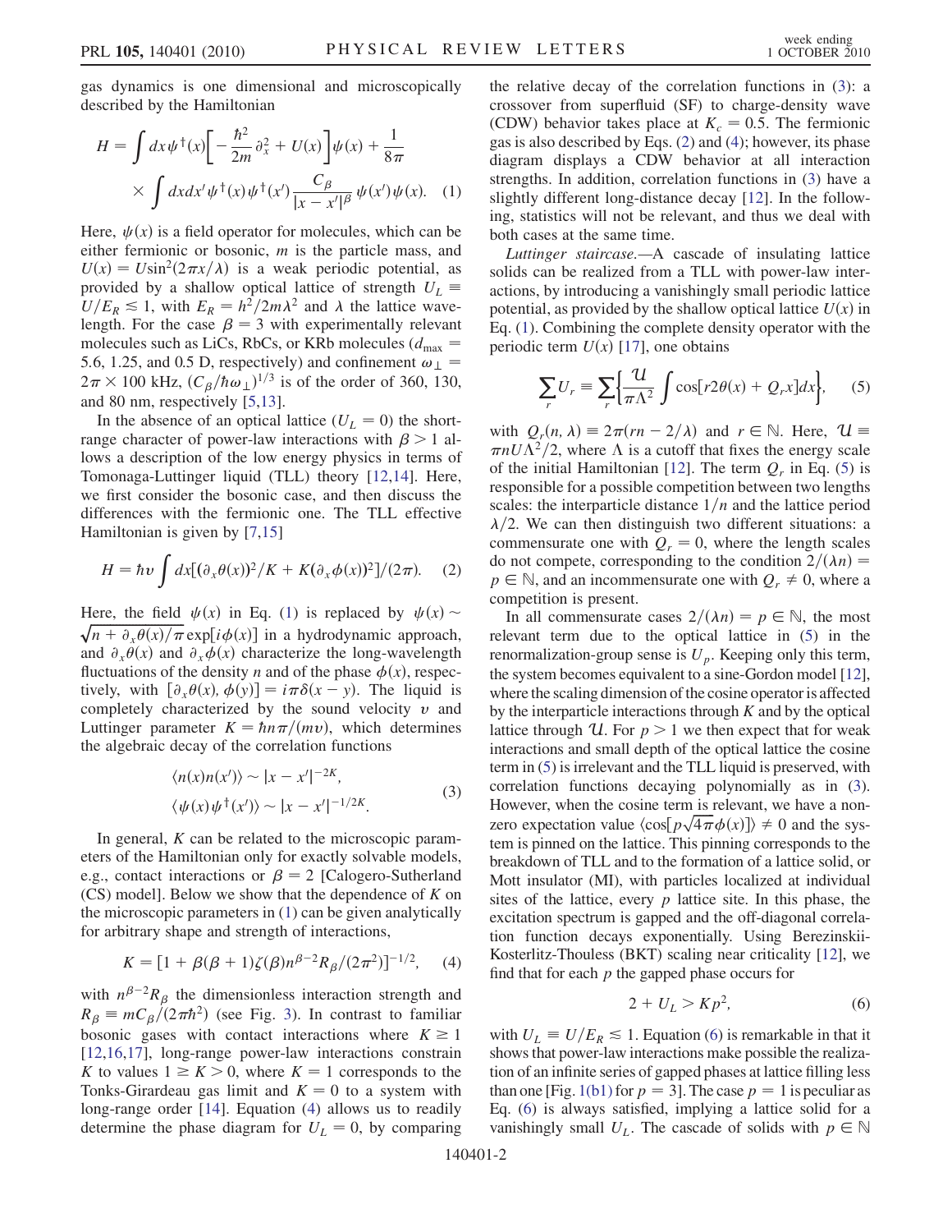gas dynamics is one dimensional and microscopically described by the Hamiltonian

$$H = \int dx \psi^\dagger(x)\left[-\frac{\hbar^2}{2m}\partial_x^2 + U(x)\right]\psi(x) + \frac{1}{8\pi} \times \int dx dx' \psi^\dagger(x)\psi^\dagger(x')\frac{C_\beta}{|x-x'|^\beta}\psi(x')\psi(x). \quad (1)$$

Here, $\psi(x)$ is a field operator for molecules, which can be either fermionic or bosonic, $m$ is the particle mass, and $U(x) = U\sin^2(2\pi x/\lambda)$ is a weak periodic potential, as provided by a shallow optical lattice of strength $U_L \equiv U/E_R \lesssim 1$, with $E_R = h^2/2m\lambda^2$ and $\lambda$ the lattice wavelength. For the case $\beta = 3$ with experimentally relevant molecules such as LiCs, RbCs, or KRb molecules ($d_{\max} = 5.6$, 1.25, and 0.5 D, respectively) and confinement $\omega_\perp = 2\pi \times 100$ kHz, $(C_\beta/\hbar\omega_\perp)^{1/3}$ is of the order of 360, 130, and 80 nm, respectively [5,13].

In the absence of an optical lattice ($U_L = 0$) the short-range character of power-law interactions with $\beta > 1$ allows a description of the low energy physics in terms of Tomonaga-Luttinger liquid (TLL) theory [12,14]. Here, we first consider the bosonic case, and then discuss the differences with the fermionic one. The TLL effective Hamiltonian is given by [7,15]

$$H = \hbar v \int dx[(\partial_x\theta(x))^2/K + K(\partial_x\phi(x))^2]/(2\pi). \quad (2)$$

Here, the field $\psi(x)$ in Eq. (1) is replaced by $\psi(x) \sim \sqrt{n + \partial_x\theta(x)/\pi}\exp[i\phi(x)]$ in a hydrodynamic approach, and $\partial_x\theta(x)$ and $\partial_x\phi(x)$ characterize the long-wavelength fluctuations of the density $n$ and of the phase $\phi(x)$, respectively, with $[\partial_x\theta(x), \phi(y)] = i\pi\delta(x-y)$. The liquid is completely characterized by the sound velocity $v$ and Luttinger parameter $K = \hbar n\pi/(mv)$, which determines the algebraic decay of the correlation functions

$$\langle n(x)n(x')\rangle \sim |x-x'|^{-2K}, \qquad \langle \psi(x)\psi^\dagger(x')\rangle \sim |x-x'|^{-1/2K}. \quad (3)$$

In general, $K$ can be related to the microscopic parameters of the Hamiltonian only for exactly solvable models, e.g., contact interactions or $\beta = 2$ [Calogero-Sutherland (CS) model]. Below we show that the dependence of $K$ on the microscopic parameters in (1) can be given analytically for arbitrary shape and strength of interactions,

$$K = [1 + \beta(\beta+1)\zeta(\beta)n^{\beta-2}R_\beta/(2\pi^2)]^{-1/2}, \quad (4)$$

with $n^{\beta-2}R_\beta$ the dimensionless interaction strength and $R_\beta \equiv mC_\beta/(2\pi\hbar^2)$ (see Fig. 3). In contrast to familiar bosonic gases with contact interactions where $K \geq 1$ [12,16,17], long-range power-law interactions constrain $K$ to values $1 \geq K > 0$, where $K = 1$ corresponds to the Tonks-Girardeau gas limit and $K = 0$ to a system with long-range order [14]. Equation (4) allows us to readily determine the phase diagram for $U_L = 0$, by comparing the relative decay of the correlation functions in (3): a crossover from superfluid (SF) to charge-density wave (CDW) behavior takes place at $K_c = 0.5$. The fermionic gas is also described by Eqs. (2) and (4); however, its phase diagram displays a CDW behavior at all interaction strengths. In addition, correlation functions in (3) have a slightly different long-distance decay [12]. In the following, statistics will not be relevant, and thus we deal with both cases at the same time.

*Luttinger staircase.*—A cascade of insulating lattice solids can be realized from a TLL with power-law interactions, by introducing a vanishingly small periodic lattice potential, as provided by the shallow optical lattice $U(x)$ in Eq. (1). Combining the complete density operator with the periodic term $U(x)$ [17], one obtains

$$\sum_r U_r \equiv \sum_r \left\{\frac{\mathcal{U}}{\pi\Lambda^2}\int \cos[r2\theta(x) + Q_r x]dx\right\}, \quad (5)$$

with $Q_r(n, \lambda) \equiv 2\pi(rn - 2/\lambda)$ and $r \in \mathbb{N}$. Here, $\mathcal{U} \equiv \pi n U \Lambda^2/2$, where $\Lambda$ is a cutoff that fixes the energy scale of the initial Hamiltonian [12]. The term $Q_r$ in Eq. (5) is responsible for a possible competition between two lengths scales: the interparticle distance $1/n$ and the lattice period $\lambda/2$. We can then distinguish two different situations: a commensurate one with $Q_r = 0$, where the length scales do not compete, corresponding to the condition $2/(\lambda n) = p \in \mathbb{N}$, and an incommensurate one with $Q_r \neq 0$, where a competition is present.

In all commensurate cases $2/(\lambda n) = p \in \mathbb{N}$, the most relevant term due to the optical lattice in (5) in the renormalization-group sense is $U_p$. Keeping only this term, the system becomes equivalent to a sine-Gordon model [12], where the scaling dimension of the cosine operator is affected by the interparticle interactions through $K$ and by the optical lattice through $\mathcal{U}$. For $p > 1$ we then expect that for weak interactions and small depth of the optical lattice the cosine term in (5) is irrelevant and the TLL liquid is preserved, with correlation functions decaying polynomially as in (3). However, when the cosine term is relevant, we have a nonzero expectation value $\langle\cos[p\sqrt{4\pi}\phi(x)]\rangle \neq 0$ and the system is pinned on the lattice. This pinning corresponds to the breakdown of TLL and to the formation of a lattice solid, or Mott insulator (MI), with particles localized at individual sites of the lattice, every $p$ lattice site. In this phase, the excitation spectrum is gapped and the off-diagonal correlation function decays exponentially. Using Berezinskii-Kosterlitz-Thouless (BKT) scaling near criticality [12], we find that for each $p$ the gapped phase occurs for

$$2 + U_L > Kp^2, \quad (6)$$

with $U_L \equiv U/E_R \lesssim 1$. Equation (6) is remarkable in that it shows that power-law interactions make possible the realization of an infinite series of gapped phases at lattice filling less than one [Fig. 1(b1) for $p = 3$]. The case $p = 1$ is peculiar as Eq. (6) is always satisfied, implying a lattice solid for a vanishingly small $U_L$. The cascade of solids with $p \in \mathbb{N}$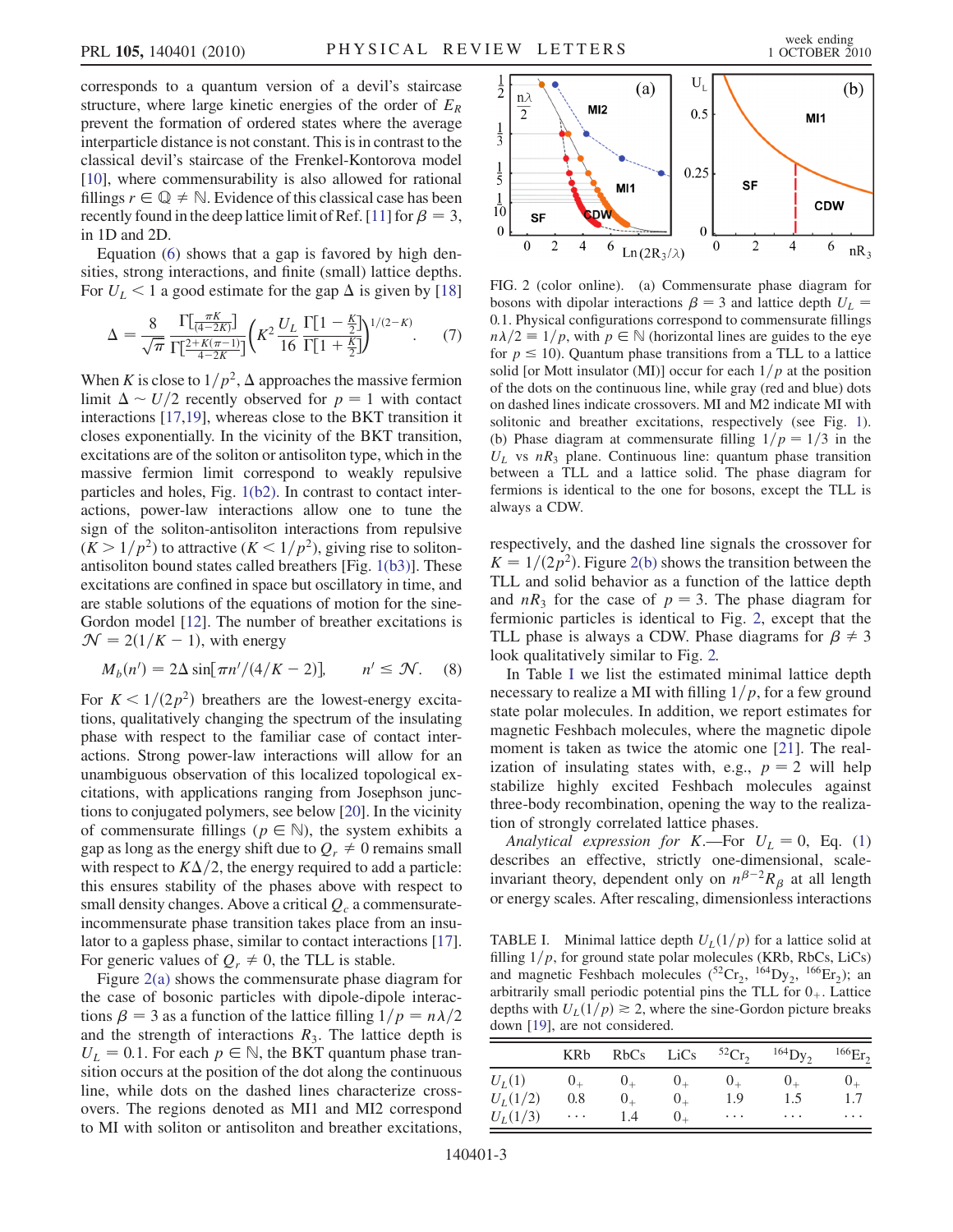corresponds to a quantum version of a devil's staircase structure, where large kinetic energies of the order of $E_R$ prevent the formation of ordered states where the average interparticle distance is not constant. This is in contrast to the classical devil's staircase of the Frenkel-Kontorova model [10], where commensurability is also allowed for rational fillings $r \in \mathbb{Q} \neq \mathbb{N}$. Evidence of this classical case has been recently found in the deep lattice limit of Ref. [11] for $\beta = 3$, in 1D and 2D.

Equation (6) shows that a gap is favored by high densities, strong interactions, and finite (small) lattice depths. For $U_L < 1$ a good estimate for the gap $\Delta$ is given by [18]

$$\Delta = \frac{8}{\sqrt{\pi}} \frac{\Gamma[\frac{\pi K}{(4-2K)}]}{\Gamma[\frac{2+K(\pi-1)}{4-2K}]} \left( K^2 \frac{U_L}{16} \frac{\Gamma[1-\frac{K}{2}]}{\Gamma[1+\frac{K}{2}]} \right)^{1/(2-K)}. \quad (7)$$

When $K$ is close to $1/p^2$, $\Delta$ approaches the massive fermion limit $\Delta \sim U/2$ recently observed for $p = 1$ with contact interactions [17,19], whereas close to the BKT transition it closes exponentially. In the vicinity of the BKT transition, excitations are of the soliton or antisoliton type, which in the massive fermion limit correspond to weakly repulsive particles and holes, Fig. 1(b2). In contrast to contact interactions, power-law interactions allow one to tune the sign of the soliton-antisoliton interactions from repulsive ($K > 1/p^2$) to attractive ($K < 1/p^2$), giving rise to soliton-antisoliton bound states called breathers [Fig. 1(b3)]. These excitations are confined in space but oscillatory in time, and are stable solutions of the equations of motion for the sine-Gordon model [12]. The number of breather excitations is $\mathcal{N} = 2(1/K - 1)$, with energy

$$M_b(n') = 2\Delta \sin[\pi n'/(4/K - 2)], \qquad n' \leq \mathcal{N}. \quad (8)$$

For $K < 1/(2p^2)$ breathers are the lowest-energy excitations, qualitatively changing the spectrum of the insulating phase with respect to the familiar case of contact interactions. Strong power-law interactions will allow for an unambiguous observation of this localized topological excitations, with applications ranging from Josephson junctions to conjugated polymers, see below [20]. In the vicinity of commensurate fillings ($p \in \mathbb{N}$), the system exhibits a gap as long as the energy shift due to $Q_r \neq 0$ remains small with respect to $K\Delta/2$, the energy required to add a particle: this ensures stability of the phases above with respect to small density changes. Above a critical $Q_c$ a commensurate-incommensurate phase transition takes place from an insulator to a gapless phase, similar to contact interactions [17]. For generic values of $Q_r \neq 0$, the TLL is stable.

Figure 2(a) shows the commensurate phase diagram for the case of bosonic particles with dipole-dipole interactions $\beta = 3$ as a function of the lattice filling $1/p = n\lambda/2$ and the strength of interactions $R_3$. The lattice depth is $U_L = 0.1$. For each $p \in \mathbb{N}$, the BKT quantum phase transition occurs at the position of the dot along the continuous line, while dots on the dashed lines characterize crossovers. The regions denoted as MI1 and MI2 correspond to MI with soliton or antisoliton and breather excitations, respectively, and the dashed line signals the crossover for $K = 1/(2p^2)$. Figure 2(b) shows the transition between the TLL and solid behavior as a function of the lattice depth and $nR_3$ for the case of $p = 3$. The phase diagram for fermionic particles is identical to Fig. 2, except that the TLL phase is always a CDW. Phase diagrams for $\beta \neq 3$ look qualitatively similar to Fig. 2.

FIG. 2 (color online). (a) Commensurate phase diagram for bosons with dipolar interactions $\beta = 3$ and lattice depth $U_L = 0.1$. Physical configurations correspond to commensurate fillings $n\lambda/2 \equiv 1/p$, with $p \in \mathbb{N}$ (horizontal lines are guides to the eye for $p \leq 10$). Quantum phase transitions from a TLL to a lattice solid [or Mott insulator (MI)] occur for each $1/p$ at the position of the dots on the continuous line, while gray (red and blue) dots on dashed lines indicate crossovers. MI and M2 indicate MI with solitonic and breather excitations, respectively (see Fig. 1). (b) Phase diagram at commensurate filling $1/p = 1/3$ in the $U_L$ vs $nR_3$ plane. Continuous line: quantum phase transition between a TLL and a lattice solid. The phase diagram for fermions is identical to the one for bosons, except the TLL is always a CDW.

In Table I we list the estimated minimal lattice depth necessary to realize a MI with filling $1/p$, for a few ground state polar molecules. In addition, we report estimates for magnetic Feshbach molecules, where the magnetic dipole moment is taken as twice the atomic one [21]. The realization of insulating states with, e.g., $p = 2$ will help stabilize highly excited Feshbach molecules against three-body recombination, opening the way to the realization of strongly correlated lattice phases.

*Analytical expression for K.*—For $U_L = 0$, Eq. (1) describes an effective, strictly one-dimensional, scale-invariant theory, dependent only on $n^{\beta-2}R_\beta$ at all length or energy scales. After rescaling, dimensionless interactions

TABLE I. Minimal lattice depth $U_L(1/p)$ for a lattice solid at filling $1/p$, for ground state polar molecules (KRb, RbCs, LiCs) and magnetic Feshbach molecules ($^{52}Cr_2$, $^{164}Dy_2$, $^{166}Er_2$); an arbitrarily small periodic potential pins the TLL for $0_+$. Lattice depths with $U_L(1/p) \gtrsim 2$, where the sine-Gordon picture breaks down [19], are not considered.

| | KRb | RbCs | LiCs | $^{52}Cr_2$ | $^{164}Dy_2$ | $^{166}Er_2$ |
|---|---|---|---|---|---|---|
| $U_L(1)$ | $0_+$ | $0_+$ | $0_+$ | $0_+$ | $0_+$ | $0_+$ |
| $U_L(1/2)$ | 0.8 | $0_+$ | $0_+$ | 1.9 | 1.5 | 1.7 |
| $U_L(1/3)$ | ⋯ | 1.4 | $0_+$ | ⋯ | ⋯ | ⋯ |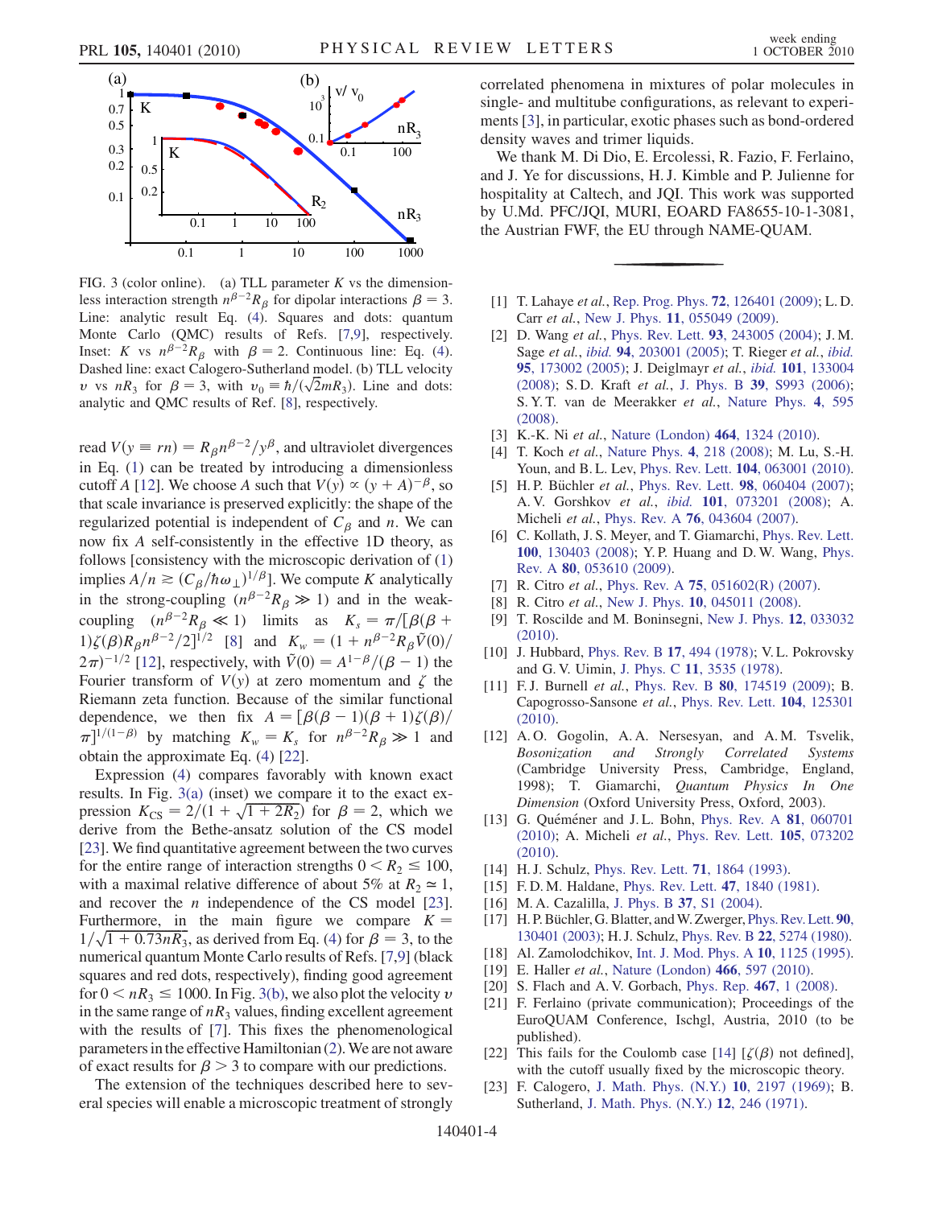(a)

1
0.7
0.5
0.3
0.2
0.1

K

1
0.5
0.2

K

0.1 1 10 100

$R_2$

0.1 1 10 100 1000

$nR_3$

(b)

$v/v_0$

$10^3$

0.1

0.1 100

$nR_3$

FIG. 3 (color online). (a) TLL parameter $K$ vs the dimensionless interaction strength $n^{\beta-2}R_\beta$ for dipolar interactions $\beta = 3$. Line: analytic result Eq. (4). Squares and dots: quantum Monte Carlo (QMC) results of Refs. [7,9], respectively. Inset: $K$ vs $n^{\beta-2}R_\beta$ with $\beta = 2$. Continuous line: Eq. (4). Dashed line: exact Calogero-Sutherland model. (b) TLL velocity $v$ vs $nR_3$ for $\beta = 3$, with $v_0 \equiv \hbar/(\sqrt{2}mR_3)$. Line and dots: analytic and QMC results of Ref. [8], respectively.

read $V(y \equiv rn) = R_\beta n^{\beta-2}/y^\beta$, and ultraviolet divergences in Eq. (1) can be treated by introducing a dimensionless cutoff $A$ [12]. We choose $A$ such that $V(y) \propto (y + A)^{-\beta}$, so that scale invariance is preserved explicitly: the shape of the regularized potential is independent of $C_\beta$ and $n$. We can now fix $A$ self-consistently in the effective 1D theory, as follows [consistency with the microscopic derivation of (1) implies $A/n \gtrsim (C_\beta/\hbar\omega_\perp)^{1/\beta}$]. We compute $K$ analytically in the strong-coupling ($n^{\beta-2}R_\beta \gg 1$) and in the weak-coupling ($n^{\beta-2}R_\beta \ll 1$) limits as $K_s = \pi/[\beta(\beta + 1)\zeta(\beta)R_\beta n^{\beta-2}/2]^{1/2}$ [8] and $K_w = (1 + n^{\beta-2}R_\beta\tilde{V}(0)/2\pi)^{-1/2}$ [12], respectively, with $\tilde{V}(0) = A^{1-\beta}/(\beta - 1)$ the Fourier transform of $V(y)$ at zero momentum and $\zeta$ the Riemann zeta function. Because of the similar functional dependence, we then fix $A = [\beta(\beta - 1)(\beta + 1)\zeta(\beta)/\pi]^{1/(1-\beta)}$ by matching $K_w = K_s$ for $n^{\beta-2}R_\beta \gg 1$ and obtain the approximate Eq. (4) [22].

Expression (4) compares favorably with known exact results. In Fig. 3(a) (inset) we compare it to the exact expression $K_{CS} = 2/(1 + \sqrt{1 + 2R_2})$ for $\beta = 2$, which we derive from the Bethe-ansatz solution of the CS model [23]. We find quantitative agreement between the two curves for the entire range of interaction strengths $0 < R_2 \leq 100$, with a maximal relative difference of about 5% at $R_2 \simeq 1$, and recover the $n$ independence of the CS model [23]. Furthermore, in the main figure we compare $K = 1/\sqrt{1 + 0.73nR_3}$, as derived from Eq. (4) for $\beta = 3$, to the numerical quantum Monte Carlo results of Refs. [7,9] (black squares and red dots, respectively), finding good agreement for $0 < nR_3 \leq 1000$. In Fig. 3(b), we also plot the velocity $v$ in the same range of $nR_3$ values, finding excellent agreement with the results of [7]. This fixes the phenomenological parameters in the effective Hamiltonian (2). We are not aware of exact results for $\beta > 3$ to compare with our predictions.

The extension of the techniques described here to several species will enable a microscopic treatment of strongly correlated phenomena in mixtures of polar molecules in single- and multitube configurations, as relevant to experiments [3], in particular, exotic phases such as bond-ordered density waves and trimer liquids.

We thank M. Di Dio, E. Ercolessi, R. Fazio, F. Ferlaino, and J. Ye for discussions, H. J. Kimble and P. Julienne for hospitality at Caltech, and JQI. This work was supported by U.Md. PFC/JQI, MURI, EOARD FA8655-10-1-3081, the Austrian FWF, the EU through NAME-QUAM.

---

[1] T. Lahaye *et al.*, Rep. Prog. Phys. **72**, 126401 (2009); L. D. Carr *et al.*, New J. Phys. **11**, 055049 (2009).

[2] D. Wang *et al.*, Phys. Rev. Lett. **93**, 243005 (2004); J. M. Sage *et al.*, *ibid.* **94**, 203001 (2005); T. Rieger *et al.*, *ibid.* **95**, 173002 (2005); J. Deiglmayr *et al.*, *ibid.* **101**, 133004 (2008); S. D. Kraft *et al.*, J. Phys. B **39**, S993 (2006); S. Y. T. van de Meerakker *et al.*, Nature Phys. **4**, 595 (2008).

[3] K.-K. Ni *et al.*, Nature (London) **464**, 1324 (2010).

[4] T. Koch *et al.*, Nature Phys. **4**, 218 (2008); M. Lu, S.-H. Youn, and B. L. Lev, Phys. Rev. Lett. **104**, 063001 (2010).

[5] H. P. Büchler *et al.*, Phys. Rev. Lett. **98**, 060404 (2007); A. V. Gorshkov *et al.*, *ibid.* **101**, 073201 (2008); A. Micheli *et al.*, Phys. Rev. A **76**, 043604 (2007).

[6] C. Kollath, J. S. Meyer, and T. Giamarchi, Phys. Rev. Lett. **100**, 130403 (2008); Y. P. Huang and D. W. Wang, Phys. Rev. A **80**, 053610 (2009).

[7] R. Citro *et al.*, Phys. Rev. A **75**, 051602(R) (2007).

[8] R. Citro *et al.*, New J. Phys. **10**, 045011 (2008).

[9] T. Roscilde and M. Boninsegni, New J. Phys. **12**, 033032 (2010).

[10] J. Hubbard, Phys. Rev. B **17**, 494 (1978); V. L. Pokrovsky and G. V. Uimin, J. Phys. C **11**, 3535 (1978).

[11] F. J. Burnell *et al.*, Phys. Rev. B **80**, 174519 (2009); B. Capogrosso-Sansone *et al.*, Phys. Rev. Lett. **104**, 125301 (2010).

[12] A. O. Gogolin, A. A. Nersesyan, and A. M. Tsvelik, *Bosonization and Strongly Correlated Systems* (Cambridge University Press, Cambridge, England, 1998); T. Giamarchi, *Quantum Physics In One Dimension* (Oxford University Press, Oxford, 2003).

[13] G. Quéméner and J. L. Bohn, Phys. Rev. A **81**, 060701 (2010); A. Micheli *et al.*, Phys. Rev. Lett. **105**, 073202 (2010).

[14] H. J. Schulz, Phys. Rev. Lett. **71**, 1864 (1993).

[15] F. D. M. Haldane, Phys. Rev. Lett. **47**, 1840 (1981).

[16] M. A. Cazalilla, J. Phys. B **37**, S1 (2004).

[17] H. P. Büchler, G. Blatter, and W. Zwerger, Phys. Rev. Lett. **90**, 130401 (2003); H. J. Schulz, Phys. Rev. B **22**, 5274 (1980).

[18] Al. Zamolodchikov, Int. J. Mod. Phys. A **10**, 1125 (1995).

[19] E. Haller *et al.*, Nature (London) **466**, 597 (2010).

[20] S. Flach and A. V. Gorbach, Phys. Rep. **467**, 1 (2008).

[21] F. Ferlaino (private communication); Proceedings of the EuroQUAM Conference, Ischgl, Austria, 2010 (to be published).

[22] This fails for the Coulomb case [14] [$\zeta(\beta)$ not defined], with the cutoff usually fixed by the microscopic theory.

[23] F. Calogero, J. Math. Phys. (N.Y.) **10**, 2197 (1969); B. Sutherland, J. Math. Phys. (N.Y.) **12**, 246 (1971).